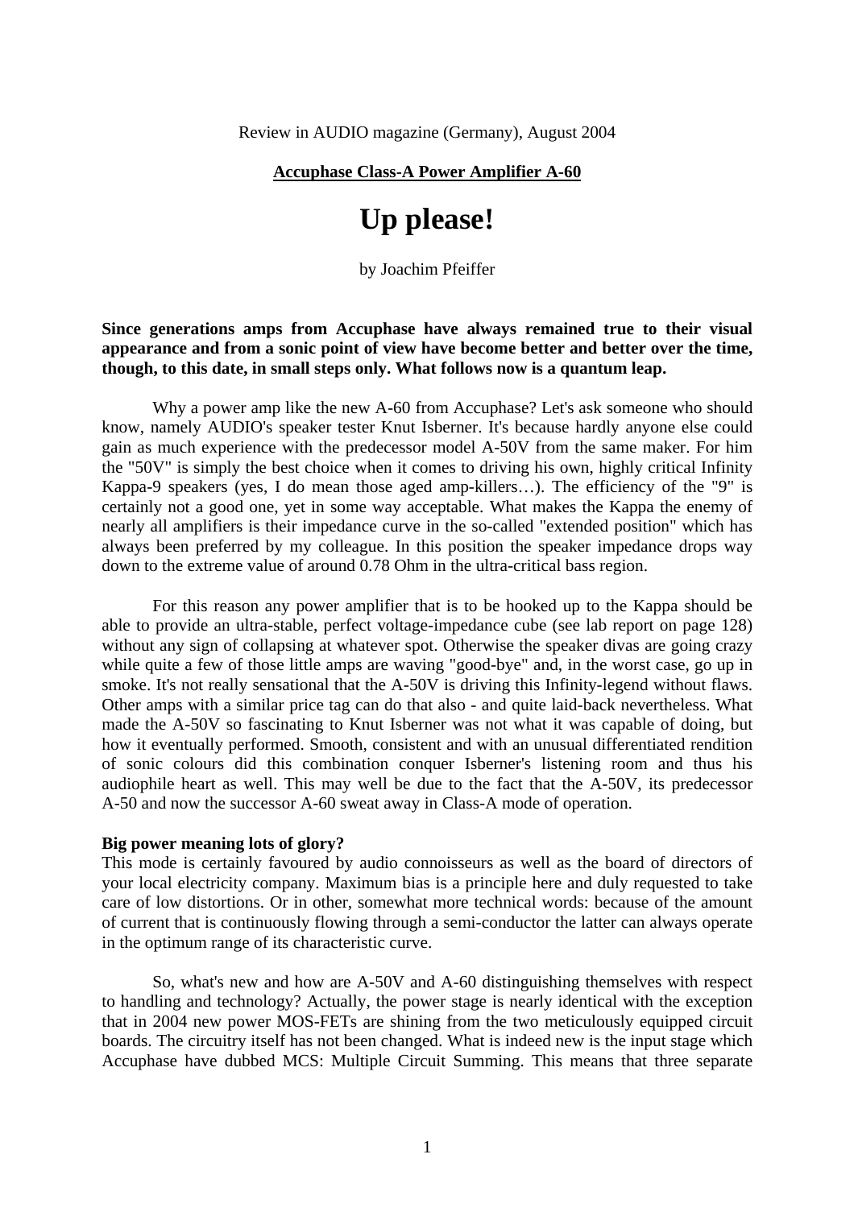Review in AUDIO magazine (Germany), August 2004

**Accuphase Class-A Power Amplifier A-60**

# Up please!

by Joachim Pfeiffer

**Since generations amps from Accuphase have always remained true to their visual appearance and from a sonic point of view have become better and better over the time, though, to this date, in small steps only. What follows now is a quantum leap.**

Why a power amp like the new A-60 from Accuphase? Let's ask someone who should know, namely AUDIO's speaker tester Knut Isberner. It's because hardly anyone else could gain as much experience with the predecessor model A-50V from the same maker. For him the "50V" is simply the best choice when it comes to driving his own, highly critical Infinity Kappa-9 speakers (yes, I do mean those aged amp-killers…). The efficiency of the "9" is certainly not a good one, yet in some way acceptable. What makes the Kappa the enemy of nearly all amplifiers is their impedance curve in the so-called "extended position" which has always been preferred by my colleague. In this position the speaker impedance drops way down to the extreme value of around 0.78 Ohm in the ultra-critical bass region.

For this reason any power amplifier that is to be hooked up to the Kappa should be able to provide an ultra-stable, perfect voltage-impedance cube (see lab report on page 128) without any sign of collapsing at whatever spot. Otherwise the speaker divas are going crazy while quite a few of those little amps are waving "good-bye" and, in the worst case, go up in smoke. It's not really sensational that the A-50V is driving this Infinity-legend without flaws. Other amps with a similar price tag can do that also - and quite laid-back nevertheless. What made the A-50V so fascinating to Knut Isberner was not what it was capable of doing, but how it eventually performed. Smooth, consistent and with an unusual differentiated rendition of sonic colours did this combination conquer Isberner's listening room and thus his audiophile heart as well. This may well be due to the fact that the A-50V, its predecessor A-50 and now the successor A-60 sweat away in Class-A mode of operation.

**Big power meaning lots of glory?**

This mode is certainly favoured by audio connoisseurs as well as the board of directors of your local electricity company. Maximum bias is a principle here and duly requested to take care of low distortions. Or in other, somewhat more technical words: because of the amount of current that is continuously flowing through a semi-conductor the latter can always operate in the optimum range of its characteristic curve.

So, what's new and how are A-50V and A-60 distinguishing themselves with respect to handling and technology? Actually, the power stage is nearly identical with the exception that in 2004 new power MOS-FETs are shining from the two meticulously equipped circuit boards. The circuitry itself has not been changed. What is indeed new is the input stage which Accuphase have dubbed MCS: Multiple Circuit Summing. This means that three separate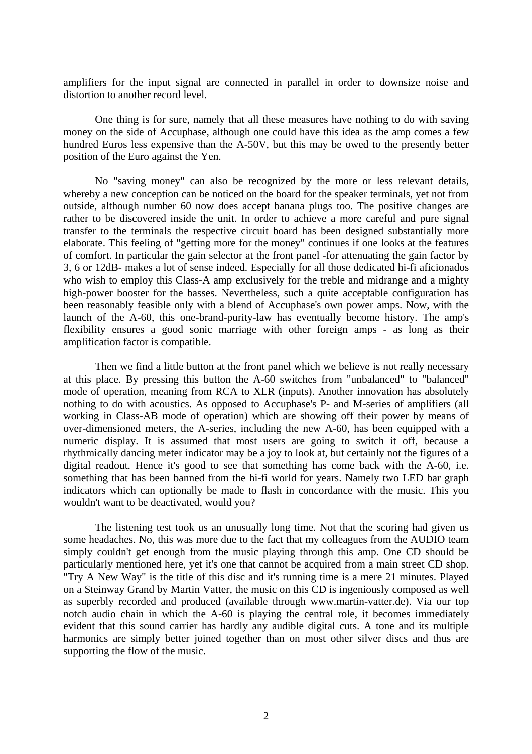amplifiers for the input signal are connected in parallel in order to downsize noise and distortion to another record level.

One thing is for sure, namely that all these measures have nothing to do with saving money on the side of Accuphase, although one could have this idea as the amp comes a few hundred Euros less expensive than the A-50V, but this may be owed to the presently better position of the Euro against the Yen.

No "saving money" can also be recognized by the more or less relevant details, whereby a new conception can be noticed on the board for the speaker terminals, yet not from outside, although number 60 now does accept banana plugs too. The positive changes are rather to be discovered inside the unit. In order to achieve a more careful and pure signal transfer to the terminals the respective circuit board has been designed substantially more elaborate. This feeling of "getting more for the money" continues if one looks at the features of comfort. In particular the gain selector at the front panel -for attenuating the gain factor by 3, 6 or 12dB- makes a lot of sense indeed. Especially for all those dedicated hi-fi aficionados who wish to employ this Class-A amp exclusively for the treble and midrange and a mighty high-power booster for the basses. Nevertheless, such a quite acceptable configuration has been reasonably feasible only with a blend of Accuphase's own power amps. Now, with the launch of the A-60, this one-brand-purity-law has eventually become history. The amp's flexibility ensures a good sonic marriage with other foreign amps - as long as their amplification factor is compatible.

Then we find a little button at the front panel which we believe is not really necessary at this place. By pressing this button the A-60 switches from "unbalanced" to "balanced" mode of operation, meaning from RCA to XLR (inputs). Another innovation has absolutely nothing to do with acoustics. As opposed to Accuphase's P- and M-series of amplifiers (all working in Class-AB mode of operation) which are showing off their power by means of over-dimensioned meters, the A-series, including the new A-60, has been equipped with a numeric display. It is assumed that most users are going to switch it off, because a rhythmically dancing meter indicator may be a joy to look at, but certainly not the figures of a digital readout. Hence it's good to see that something has come back with the A-60, i.e. something that has been banned from the hi-fi world for years. Namely two LED bar graph indicators which can optionally be made to flash in concordance with the music. This you wouldn't want to be deactivated, would you?

The listening test took us an unusually long time. Not that the scoring had given us some headaches. No, this was more due to the fact that my colleagues from the AUDIO team simply couldn't get enough from the music playing through this amp. One CD should be particularly mentioned here, yet it's one that cannot be acquired from a main street CD shop. "Try A New Way" is the title of this disc and it's running time is a mere 21 minutes. Played on a Steinway Grand by Martin Vatter, the music on this CD is ingeniously composed as well as superbly recorded and produced (available through www.martin-vatter.de). Via our top notch audio chain in which the A-60 is playing the central role, it becomes immediately evident that this sound carrier has hardly any audible digital cuts. A tone and its multiple harmonics are simply better joined together than on most other silver discs and thus are supporting the flow of the music.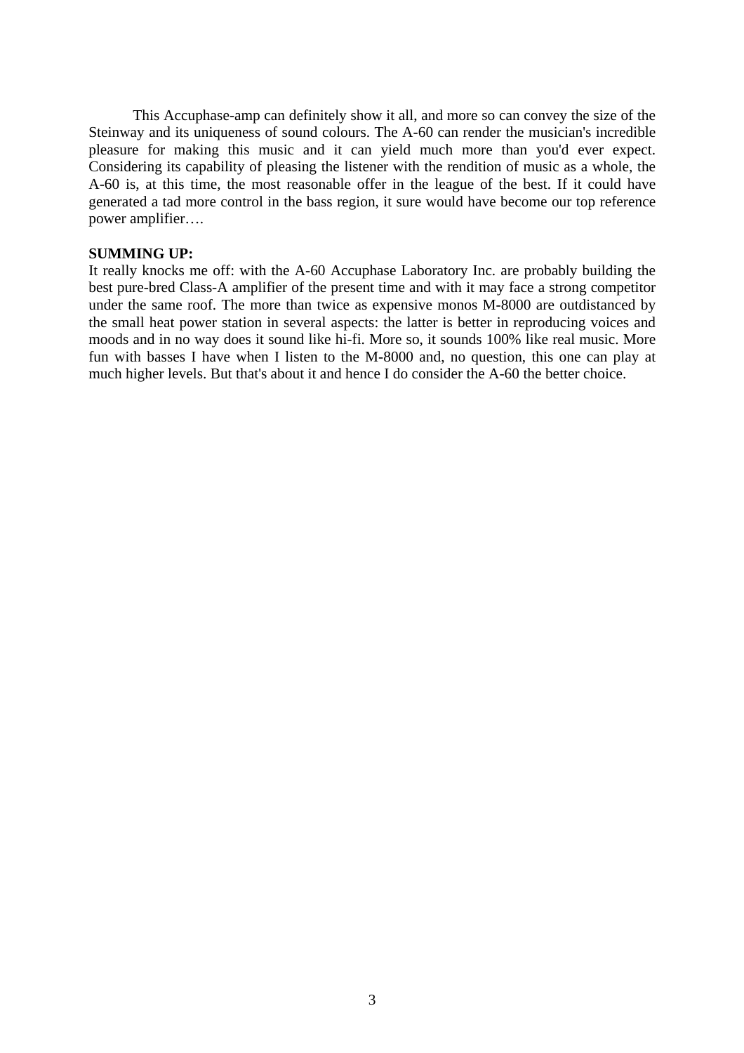This Accuphase-amp can definitely show it all, and more so can convey the size of the Steinway and its uniqueness of sound colours. The A-60 can render the musician's incredible pleasure for making this music and it can yield much more than you'd ever expect. Considering its capability of pleasing the listener with the rendition of music as a whole, the A-60 is, at this time, the most reasonable offer in the league of the best. If it could have generated a tad more control in the bass region, it sure would have become our top reference power amplifier….

**SUMMING UP:**

It really knocks me off: with the A-60 Accuphase Laboratory Inc. are probably building the best pure-bred Class-A amplifier of the present time and with it may face a strong competitor under the same roof. The more than twice as expensive monos M-8000 are outdistanced by the small heat power station in several aspects: the latter is better in reproducing voices and moods and in no way does it sound like hi-fi. More so, it sounds 100% like real music. More fun with basses I have when I listen to the M-8000 and, no question, this one can play at much higher levels. But that's about it and hence I do consider the A-60 the better choice.